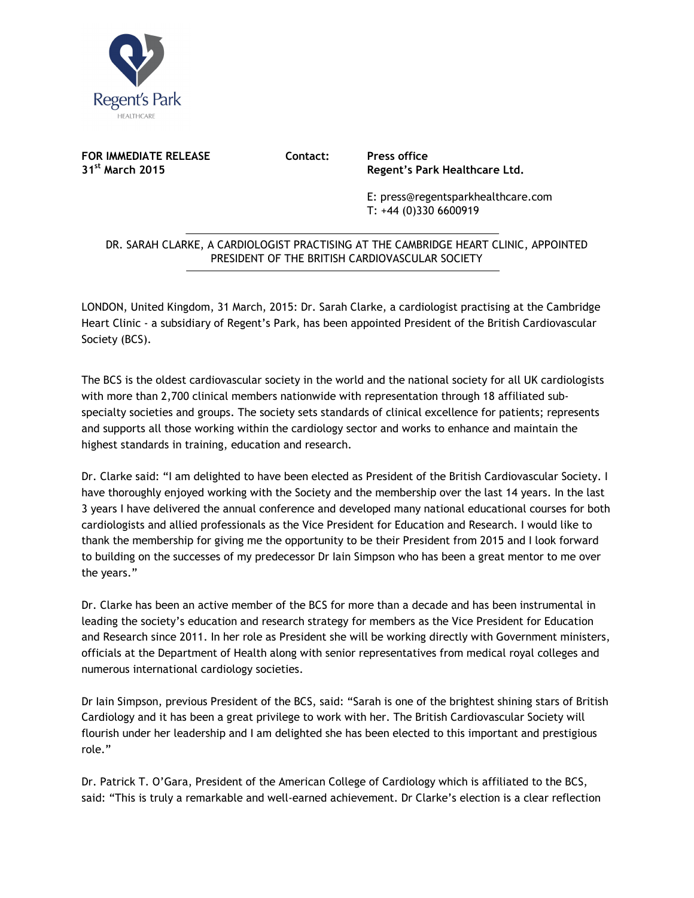Regent's Park
HEALTHCARE

**FOR IMMEDIATE RELEASE**
**31st March 2015**

**Contact:** **Press office**
**Regent's Park Healthcare Ltd.**

E: press@regentsparkhealthcare.com
T: +44 (0)330 6600919

---

DR. SARAH CLARKE, A CARDIOLOGIST PRACTISING AT THE CAMBRIDGE HEART CLINIC, APPOINTED PRESIDENT OF THE BRITISH CARDIOVASCULAR SOCIETY

---

LONDON, United Kingdom, 31 March, 2015: Dr. Sarah Clarke, a cardiologist practising at the Cambridge Heart Clinic - a subsidiary of Regent's Park, has been appointed President of the British Cardiovascular Society (BCS).

The BCS is the oldest cardiovascular society in the world and the national society for all UK cardiologists with more than 2,700 clinical members nationwide with representation through 18 affiliated sub-specialty societies and groups. The society sets standards of clinical excellence for patients; represents and supports all those working within the cardiology sector and works to enhance and maintain the highest standards in training, education and research.

Dr. Clarke said: "I am delighted to have been elected as President of the British Cardiovascular Society. I have thoroughly enjoyed working with the Society and the membership over the last 14 years. In the last 3 years I have delivered the annual conference and developed many national educational courses for both cardiologists and allied professionals as the Vice President for Education and Research. I would like to thank the membership for giving me the opportunity to be their President from 2015 and I look forward to building on the successes of my predecessor Dr Iain Simpson who has been a great mentor to me over the years."

Dr. Clarke has been an active member of the BCS for more than a decade and has been instrumental in leading the society's education and research strategy for members as the Vice President for Education and Research since 2011. In her role as President she will be working directly with Government ministers, officials at the Department of Health along with senior representatives from medical royal colleges and numerous international cardiology societies.

Dr Iain Simpson, previous President of the BCS, said: "Sarah is one of the brightest shining stars of British Cardiology and it has been a great privilege to work with her. The British Cardiovascular Society will flourish under her leadership and I am delighted she has been elected to this important and prestigious role."

Dr. Patrick T. O'Gara, President of the American College of Cardiology which is affiliated to the BCS, said: "This is truly a remarkable and well-earned achievement. Dr Clarke's election is a clear reflection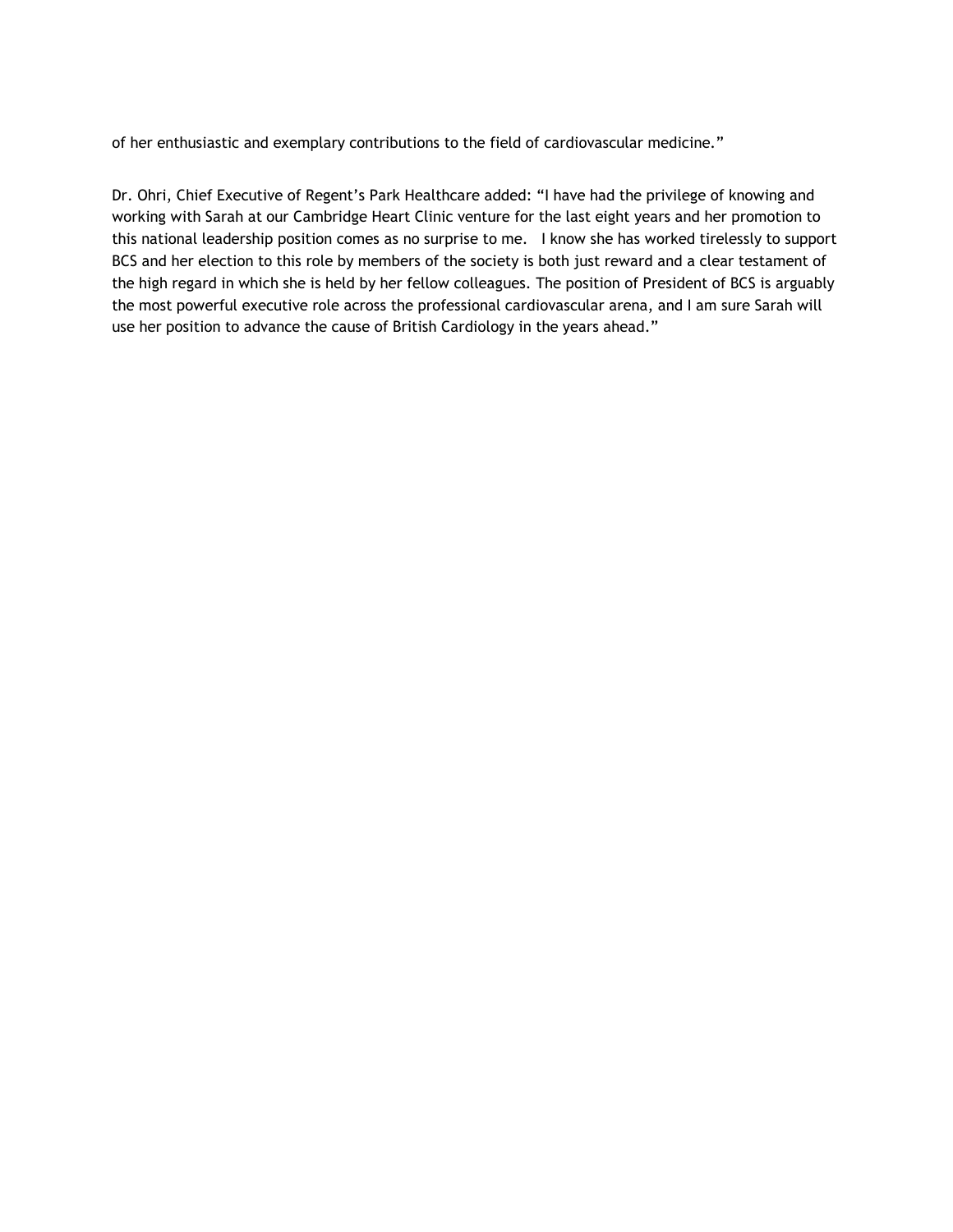of her enthusiastic and exemplary contributions to the field of cardiovascular medicine."

Dr. Ohri, Chief Executive of Regent's Park Healthcare added: "I have had the privilege of knowing and working with Sarah at our Cambridge Heart Clinic venture for the last eight years and her promotion to this national leadership position comes as no surprise to me. I know she has worked tirelessly to support BCS and her election to this role by members of the society is both just reward and a clear testament of the high regard in which she is held by her fellow colleagues. The position of President of BCS is arguably the most powerful executive role across the professional cardiovascular arena, and I am sure Sarah will use her position to advance the cause of British Cardiology in the years ahead."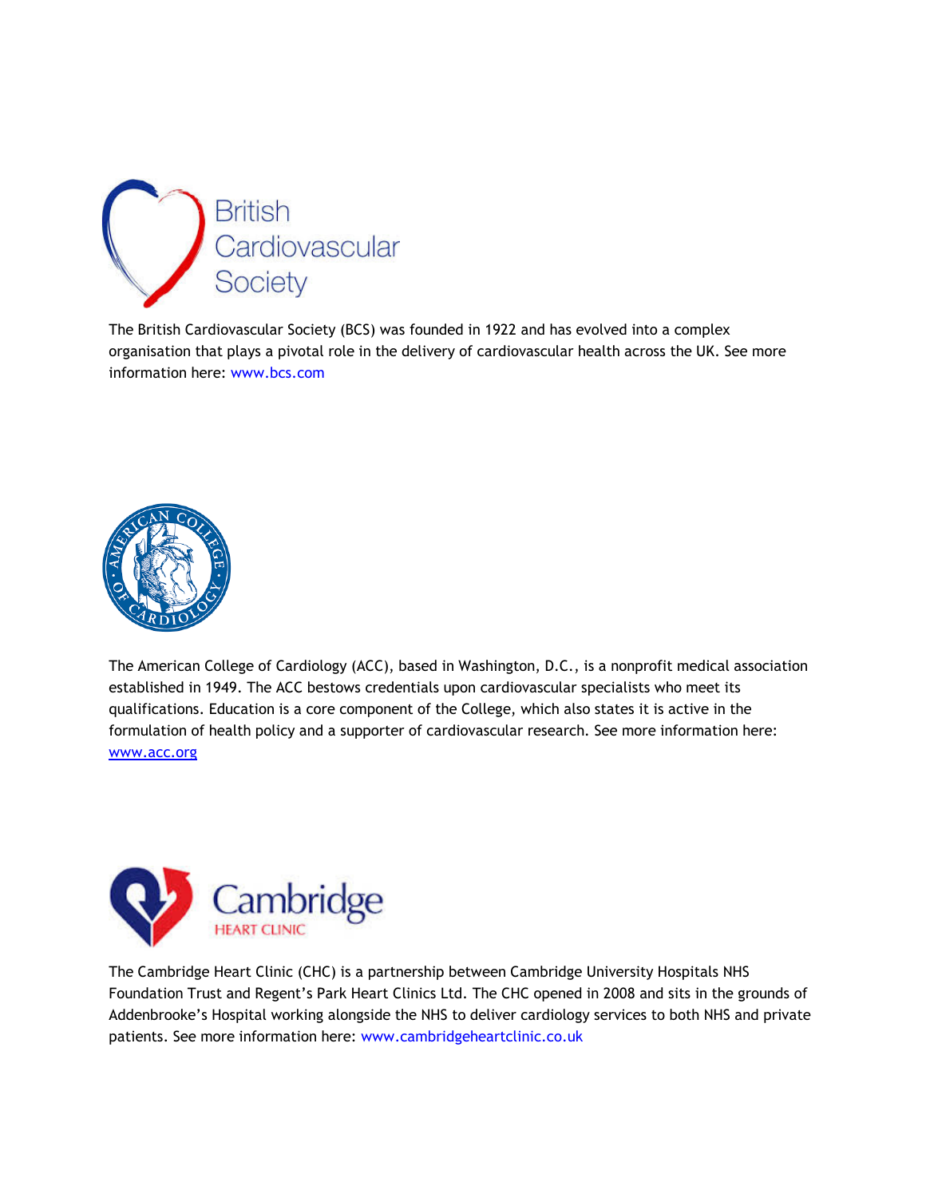British Cardiovascular Society

The British Cardiovascular Society (BCS) was founded in 1922 and has evolved into a complex organisation that plays a pivotal role in the delivery of cardiovascular health across the UK. See more information here: www.bcs.com

The American College of Cardiology (ACC), based in Washington, D.C., is a nonprofit medical association established in 1949. The ACC bestows credentials upon cardiovascular specialists who meet its qualifications. Education is a core component of the College, which also states it is active in the formulation of health policy and a supporter of cardiovascular research. See more information here: www.acc.org

Cambridge HEART CLINIC

The Cambridge Heart Clinic (CHC) is a partnership between Cambridge University Hospitals NHS Foundation Trust and Regent's Park Heart Clinics Ltd. The CHC opened in 2008 and sits in the grounds of Addenbrooke's Hospital working alongside the NHS to deliver cardiology services to both NHS and private patients. See more information here: www.cambridgeheartclinic.co.uk